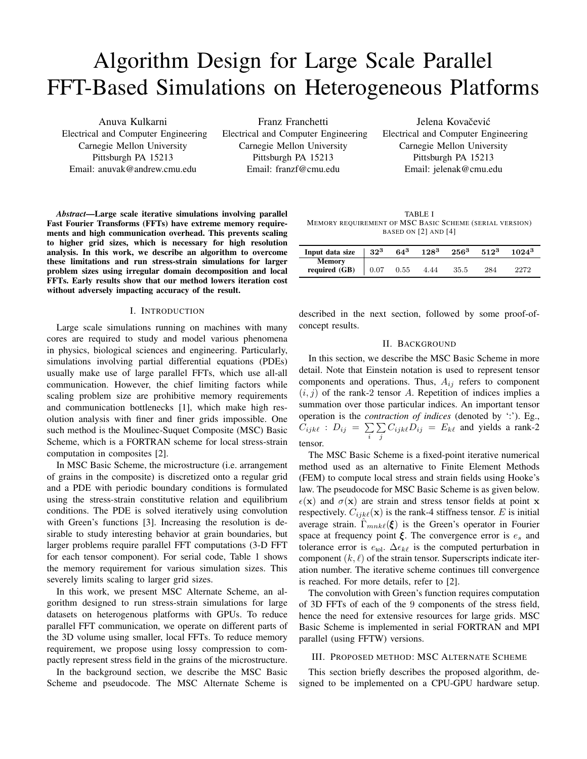# Algorithm Design for Large Scale Parallel FFT-Based Simulations on Heterogeneous Platforms

Anuva Kulkarni
Electrical and Computer Engineering
Carnegie Mellon University
Pittsburgh PA 15213
Email: anuvak@andrew.cmu.edu

Franz Franchetti
Electrical and Computer Engineering
Carnegie Mellon University
Pittsburgh PA 15213
Email: franzf@cmu.edu

Jelena Kovačević
Electrical and Computer Engineering
Carnegie Mellon University
Pittsburgh PA 15213
Email: jelenak@cmu.edu

***Abstract*—Large scale iterative simulations involving parallel Fast Fourier Transforms (FFTs) have extreme memory requirements and high communication overhead. This prevents scaling to higher grid sizes, which is necessary for high resolution analysis. In this work, we describe an algorithm to overcome these limitations and run stress-strain simulations for larger problem sizes using irregular domain decomposition and local FFTs. Early results show that our method lowers iteration cost without adversely impacting accuracy of the result.**

## I. Introduction

Large scale simulations running on machines with many cores are required to study and model various phenomena in physics, biological sciences and engineering. Particularly, simulations involving partial differential equations (PDEs) usually make use of large parallel FFTs, which use all-all communication. However, the chief limiting factors while scaling problem size are prohibitive memory requirements and communication bottlenecks [1], which make high resolution analysis with finer and finer grids impossible. One such method is the Moulinec-Suquet Composite (MSC) Basic Scheme, which is a FORTRAN scheme for local stress-strain computation in composites [2].

In MSC Basic Scheme, the microstructure (i.e. arrangement of grains in the composite) is discretized onto a regular grid and a PDE with periodic boundary conditions is formulated using the stress-strain constitutive relation and equilibrium conditions. The PDE is solved iteratively using convolution with Green's functions [3]. Increasing the resolution is desirable to study interesting behavior at grain boundaries, but larger problems require parallel FFT computations (3-D FFT for each tensor component). For serial code, Table 1 shows the memory requirement for various simulation sizes. This severely limits scaling to larger grid sizes.

In this work, we present MSC Alternate Scheme, an algorithm designed to run stress-strain simulations for large datasets on heterogenous platforms with GPUs. To reduce parallel FFT communication, we operate on different parts of the 3D volume using smaller, local FFTs. To reduce memory requirement, we propose using lossy compression to compactly represent stress field in the grains of the microstructure.

In the background section, we describe the MSC Basic Scheme and pseudocode. The MSC Alternate Scheme is described in the next section, followed by some proof-of-concept results.

TABLE I
Memory requirement of MSC Basic Scheme (serial version) based on [2] and [4]

| Input data size | $32^3$ | $64^3$ | $128^3$ | $256^3$ | $512^3$ | $1024^3$ |
|---|---|---|---|---|---|---|
| Memory required (GB) | 0.07 | 0.55 | 4.44 | 35.5 | 284 | 2272 |

## II. Background

In this section, we describe the MSC Basic Scheme in more detail. Note that Einstein notation is used to represent tensor components and operations. Thus, $A_{ij}$ refers to component $(i, j)$ of the rank-2 tensor $A$. Repetition of indices implies a summation over those particular indices. An important tensor operation is the *contraction of indices* (denoted by ':'). Eg., $C_{ijk\ell} : D_{ij} = \sum_i \sum_j C_{ijk\ell} D_{ij} = E_{k\ell}$ and yields a rank-2 tensor.

The MSC Basic Scheme is a fixed-point iterative numerical method used as an alternative to Finite Element Methods (FEM) to compute local stress and strain fields using Hooke's law. The pseudocode for MSC Basic Scheme is as given below. $\epsilon(\mathbf{x})$ and $\sigma(\mathbf{x})$ are strain and stress tensor fields at point $\mathbf{x}$ respectively. $C_{ijk\ell}(\mathbf{x})$ is the rank-4 stiffness tensor. $E$ is initial average strain. $\hat{\Gamma}_{mnk\ell}(\boldsymbol{\xi})$ is the Green's operator in Fourier space at frequency point $\boldsymbol{\xi}$. The convergence error is $e_s$ and tolerance error is $e_{\text{tol}}$. $\Delta\epsilon_{k\ell}$ is the computed perturbation in component $(k, \ell)$ of the strain tensor. Superscripts indicate iteration number. The iterative scheme continues till convergence is reached. For more details, refer to [2].

The convolution with Green's function requires computation of 3D FFTs of each of the 9 components of the stress field, hence the need for extensive resources for large grids. MSC Basic Scheme is implemented in serial FORTRAN and MPI parallel (using FFTW) versions.

## III. Proposed method: MSC Alternate Scheme

This section briefly describes the proposed algorithm, designed to be implemented on a CPU-GPU hardware setup.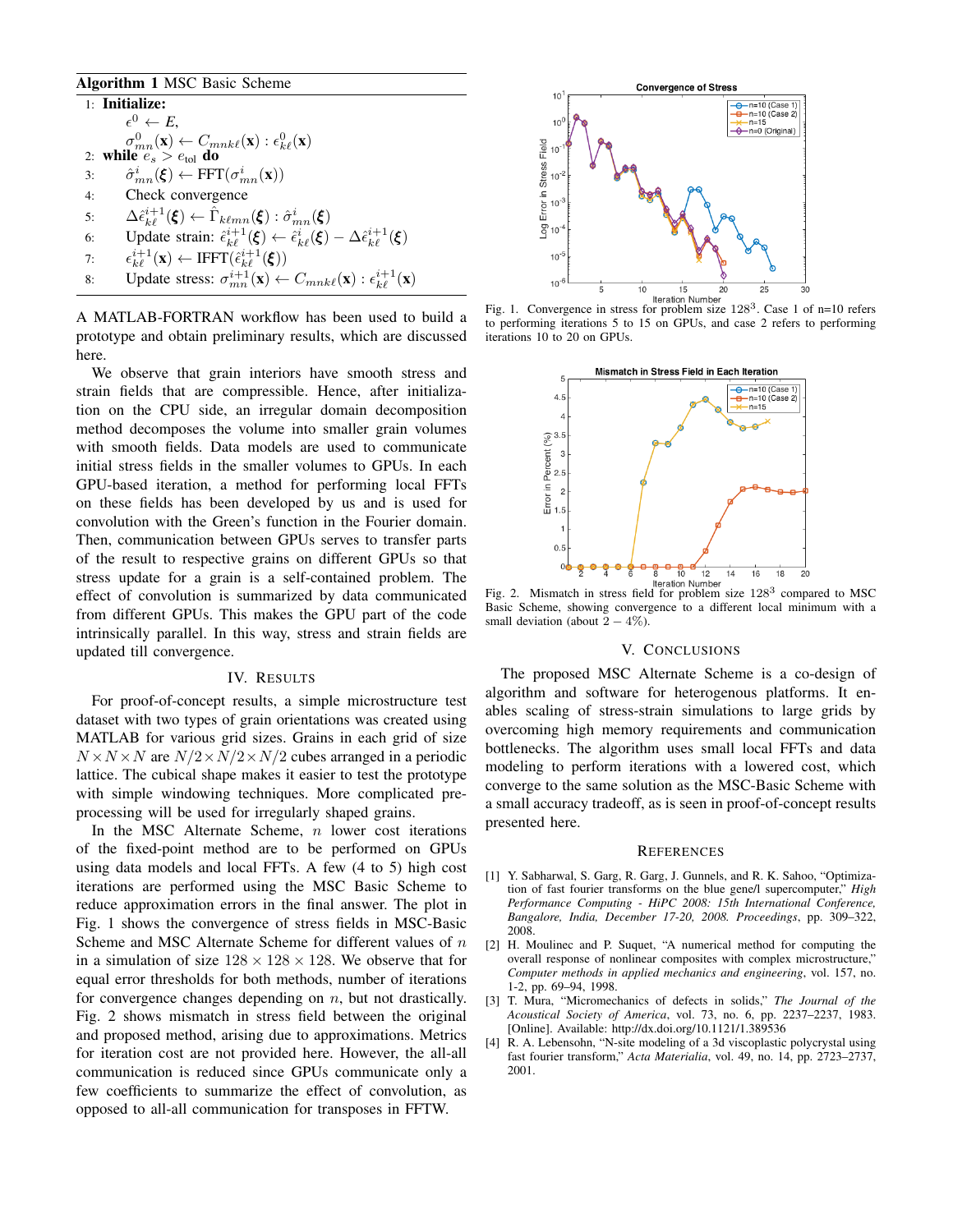**Algorithm 1** MSC Basic Scheme

1: **Initialize:**
   $\epsilon^0 \leftarrow E$,
   $\sigma^0_{mn}(\mathbf{x}) \leftarrow C_{mnk\ell}(\mathbf{x}) : \epsilon^0_{k\ell}(\mathbf{x})$
2: **while** $e_s > e_{\text{tol}}$ **do**
3: $\quad\hat{\sigma}^i_{mn}(\boldsymbol{\xi}) \leftarrow \text{FFT}(\sigma^i_{mn}(\mathbf{x}))$
4: $\quad$Check convergence
5: $\quad\Delta\hat{\epsilon}^{i+1}_{k\ell}(\boldsymbol{\xi}) \leftarrow \hat{\Gamma}_{k\ell mn}(\boldsymbol{\xi}) : \hat{\sigma}^i_{mn}(\boldsymbol{\xi})$
6: $\quad$Update strain: $\hat{\epsilon}^{i+1}_{k\ell}(\boldsymbol{\xi}) \leftarrow \hat{\epsilon}^i_{k\ell}(\boldsymbol{\xi}) - \Delta\hat{\epsilon}^{i+1}_{k\ell}(\boldsymbol{\xi})$
7: $\quad\epsilon^{i+1}_{k\ell}(\mathbf{x}) \leftarrow \text{IFFT}(\hat{\epsilon}^{i+1}_{k\ell}(\boldsymbol{\xi}))$
8: $\quad$Update stress: $\sigma^{i+1}_{mn}(\mathbf{x}) \leftarrow C_{mnk\ell}(\mathbf{x}) : \epsilon^{i+1}_{k\ell}(\mathbf{x})$

A MATLAB-FORTRAN workflow has been used to build a prototype and obtain preliminary results, which are discussed here.

We observe that grain interiors have smooth stress and strain fields that are compressible. Hence, after initialization on the CPU side, an irregular domain decomposition method decomposes the volume into smaller grain volumes with smooth fields. Data models are used to communicate initial stress fields in the smaller volumes to GPUs. In each GPU-based iteration, a method for performing local FFTs on these fields has been developed by us and is used for convolution with the Green's function in the Fourier domain. Then, communication between GPUs serves to transfer parts of the result to respective grains on different GPUs so that stress update for a grain is a self-contained problem. The effect of convolution is summarized by data communicated from different GPUs. This makes the GPU part of the code intrinsically parallel. In this way, stress and strain fields are updated till convergence.

## IV. Results

For proof-of-concept results, a simple microstructure test dataset with two types of grain orientations was created using MATLAB for various grid sizes. Grains in each grid of size $N \times N \times N$ are $N/2 \times N/2 \times N/2$ cubes arranged in a periodic lattice. The cubical shape makes it easier to test the prototype with simple windowing techniques. More complicated preprocessing will be used for irregularly shaped grains.

In the MSC Alternate Scheme, $n$ lower cost iterations of the fixed-point method are to be performed on GPUs using data models and local FFTs. A few (4 to 5) high cost iterations are performed using the MSC Basic Scheme to reduce approximation errors in the final answer. The plot in Fig. 1 shows the convergence of stress fields in MSC-Basic Scheme and MSC Alternate Scheme for different values of $n$ in a simulation of size $128 \times 128 \times 128$. We observe that for equal error thresholds for both methods, number of iterations for convergence changes depending on $n$, but not drastically. Fig. 2 shows mismatch in stress field between the original and proposed method, arising due to approximations. Metrics for iteration cost are not provided here. However, the all-all communication is reduced since GPUs communicate only a few coefficients to summarize the effect of convolution, as opposed to all-all communication for transposes in FFTW.

Convergence of Stress
Log Error in Stress Field
Iteration Number
n=10 (Case 1)
n=10 (Case 2)
n=15
n=0 (Original)

Fig. 1. Convergence in stress for problem size $128^3$. Case 1 of n=10 refers to performing iterations 5 to 15 on GPUs, and case 2 refers to performing iterations 10 to 20 on GPUs.

Mismatch in Stress Field in Each Iteration
Error in Percent (%)
Iteration Number
n=10 (Case 1)
n=10 (Case 2)
n=15

Fig. 2. Mismatch in stress field for problem size $128^3$ compared to MSC Basic Scheme, showing convergence to a different local minimum with a small deviation (about $2-4\%$).

## V. Conclusions

The proposed MSC Alternate Scheme is a co-design of algorithm and software for heterogenous platforms. It enables scaling of stress-strain simulations to large grids by overcoming high memory requirements and communication bottlenecks. The algorithm uses small local FFTs and data modeling to perform iterations with a lowered cost, which converge to the same solution as the MSC-Basic Scheme with a small accuracy tradeoff, as is seen in proof-of-concept results presented here.

## References

[1] Y. Sabharwal, S. Garg, R. Garg, J. Gunnels, and R. K. Sahoo, "Optimization of fast fourier transforms on the blue gene/l supercomputer," *High Performance Computing - HiPC 2008: 15th International Conference, Bangalore, India, December 17-20, 2008. Proceedings*, pp. 309–322, 2008.

[2] H. Moulinec and P. Suquet, "A numerical method for computing the overall response of nonlinear composites with complex microstructure," *Computer methods in applied mechanics and engineering*, vol. 157, no. 1-2, pp. 69–94, 1998.

[3] T. Mura, "Micromechanics of defects in solids," *The Journal of the Acoustical Society of America*, vol. 73, no. 6, pp. 2237–2237, 1983. [Online]. Available: http://dx.doi.org/10.1121/1.389536

[4] R. A. Lebensohn, "N-site modeling of a 3d viscoplastic polycrystal using fast fourier transform," *Acta Materialia*, vol. 49, no. 14, pp. 2723–2737, 2001.